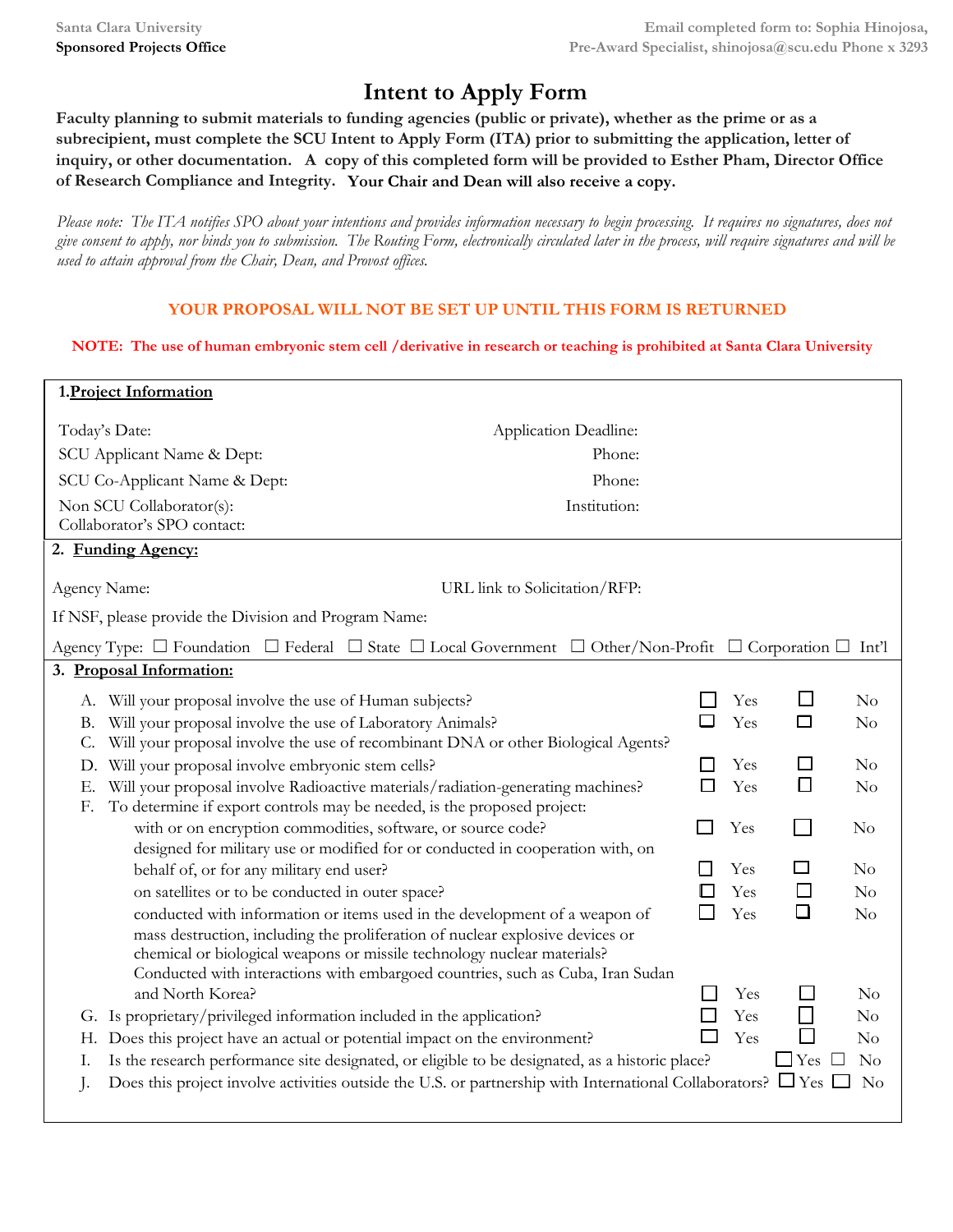Santa Clara University
**Sponsored Projects Office**

**Email completed form to: Sophia Hinojosa, Pre-Award Specialist, shinojosa@scu.edu Phone x 3293**

# Intent to Apply Form

**Faculty planning to submit materials to funding agencies (public or private), whether as the prime or as a subrecipient, must complete the SCU Intent to Apply Form (ITA) prior to submitting the application, letter of inquiry, or other documentation. A copy of this completed form will be provided to Esther Pham, Director Office of Research Compliance and Integrity. Your Chair and Dean will also receive a copy.**

*Please note: The ITA notifies SPO about your intentions and provides information necessary to begin processing. It requires no signatures, does not give consent to apply, nor binds you to submission. The Routing Form, electronically circulated later in the process, will require signatures and will be used to attain approval from the Chair, Dean, and Provost offices.*

**YOUR PROPOSAL WILL NOT BE SET UP UNTIL THIS FORM IS RETURNED**

**NOTE: The use of human embryonic stem cell /derivative in research or teaching is prohibited at Santa Clara University**

## 1. Project Information

Today's Date: Application Deadline:

SCU Applicant Name & Dept: Phone:

SCU Co-Applicant Name & Dept: Phone:

Non SCU Collaborator(s): Institution:

Collaborator's SPO contact:

## 2. Funding Agency:

Agency Name: URL link to Solicitation/RFP:

If NSF, please provide the Division and Program Name:

Agency Type: ☐ Foundation ☐ Federal ☐ State ☐ Local Government ☐ Other/Non-Profit ☐ Corporation ☐ Int'l

## 3. Proposal Information:

A. Will your proposal involve the use of Human subjects? ☐ Yes ☐ No

B. Will your proposal involve the use of Laboratory Animals? ☐ Yes ☐ No

C. Will your proposal involve the use of recombinant DNA or other Biological Agents?

D. Will your proposal involve embryonic stem cells? ☐ Yes ☐ No

E. Will your proposal involve Radioactive materials/radiation-generating machines? ☐ Yes ☐ No

F. To determine if export controls may be needed, is the proposed project:
- with or on encryption commodities, software, or source code? ☐ Yes ☐ No
- designed for military use or modified for or conducted in cooperation with, on behalf of, or for any military end user? ☐ Yes ☐ No
- on satellites or to be conducted in outer space? ☐ Yes ☐ No
- conducted with information or items used in the development of a weapon of mass destruction, including the proliferation of nuclear explosive devices or chemical or biological weapons or missile technology nuclear materials? ☐ Yes ☐ No
- Conducted with interactions with embargoed countries, such as Cuba, Iran Sudan and North Korea? ☐ Yes ☐ No

G. Is proprietary/privileged information included in the application? ☐ Yes ☐ No

H. Does this project have an actual or potential impact on the environment? ☐ Yes ☐ No

I. Is the research performance site designated, or eligible to be designated, as a historic place? ☐ Yes ☐ No

J. Does this project involve activities outside the U.S. or partnership with International Collaborators? ☐ Yes ☐ No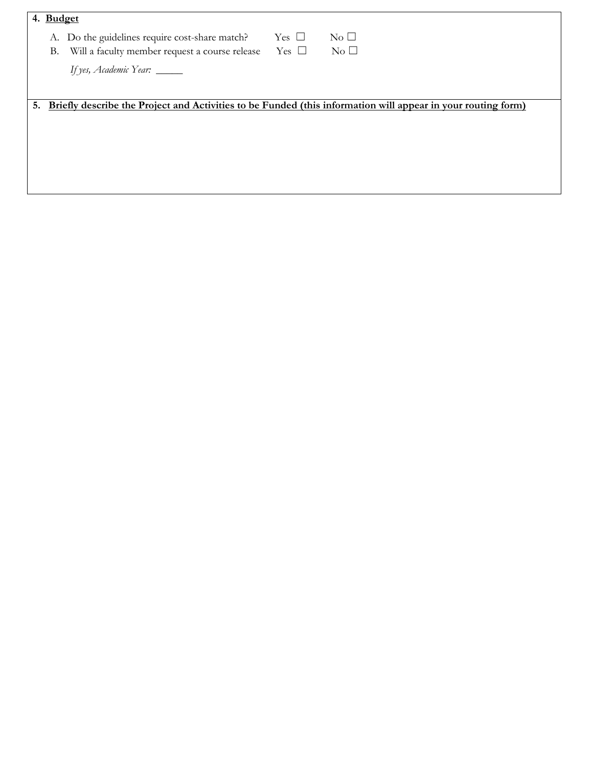**4. <u>Budget</u>**

A. Do the guidelines require cost-share match? Yes ☐ No ☐

B. Will a faculty member request a course release Yes ☐ No ☐

*If yes, Academic Year:* _____

**5. <u>Briefly describe the Project and Activities to be Funded (this information will appear in your routing form)</u>**